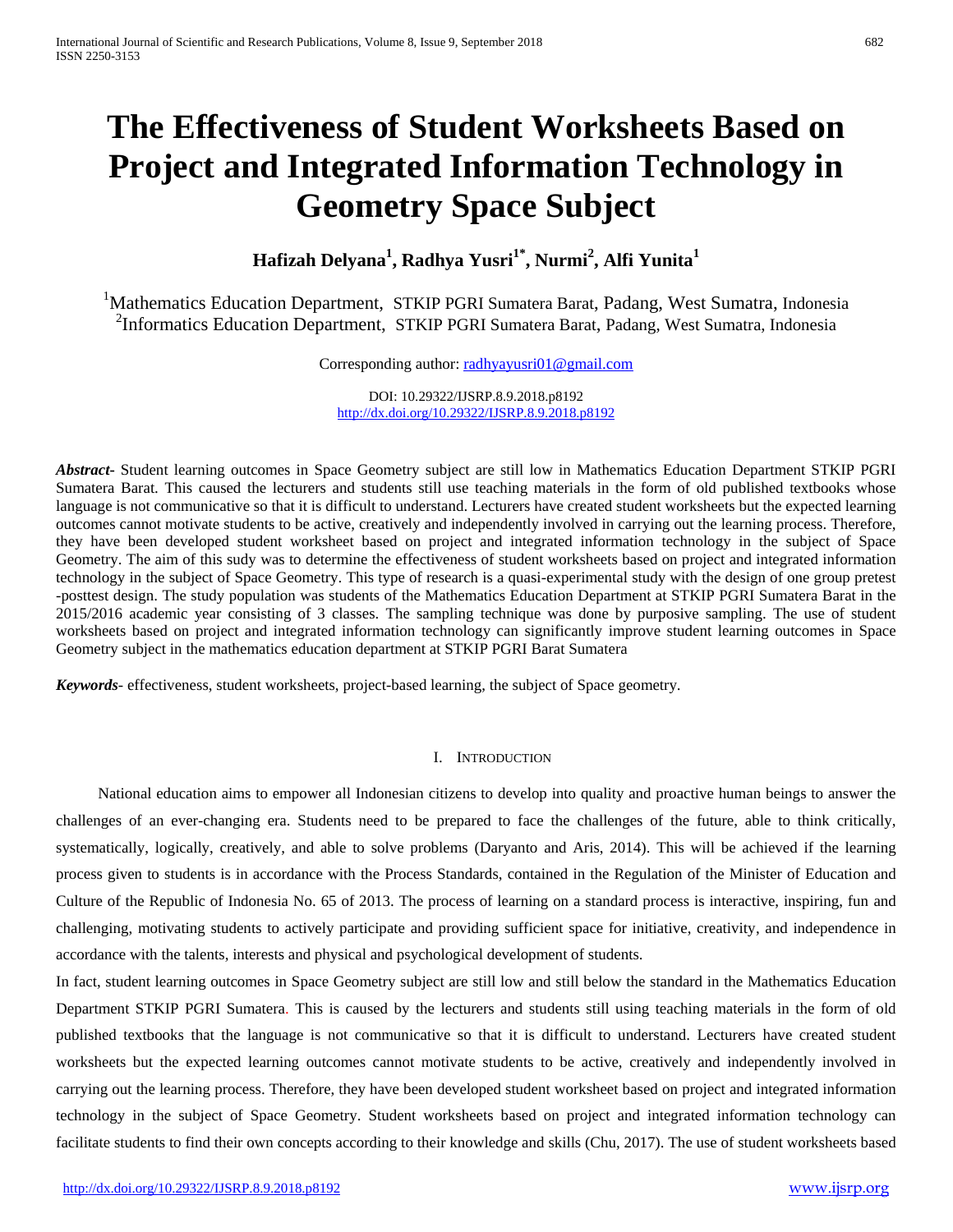# The Effectiveness of Student Worksheets Based on Project and Integrated Information Technology in Geometry Space Subject

**Hafizah Delyana[1], Radhya Yusri[1*], Nurmi[2], Alfi Yunita[1]**

[1]Mathematics Education Department, STKIP PGRI Sumatera Barat, Padang, West Sumatra, Indonesia
[2]Informatics Education Department, STKIP PGRI Sumatera Barat, Padang, West Sumatra, Indonesia

Corresponding author: radhyayusri01@gmail.com

DOI: 10.29322/IJSRP.8.9.2018.p8192
http://dx.doi.org/10.29322/IJSRP.8.9.2018.p8192

***Abstract***- Student learning outcomes in Space Geometry subject are still low in Mathematics Education Department STKIP PGRI Sumatera Barat. This caused the lecturers and students still use teaching materials in the form of old published textbooks whose language is not communicative so that it is difficult to understand. Lecturers have created student worksheets but the expected learning outcomes cannot motivate students to be active, creatively and independently involved in carrying out the learning process. Therefore, they have been developed student worksheet based on project and integrated information technology in the subject of Space Geometry. The aim of this sudy was to determine the effectiveness of student worksheets based on project and integrated information technology in the subject of Space Geometry. This type of research is a quasi-experimental study with the design of one group pretest -posttest design. The study population was students of the Mathematics Education Department at STKIP PGRI Sumatera Barat in the 2015/2016 academic year consisting of 3 classes. The sampling technique was done by purposive sampling. The use of student worksheets based on project and integrated information technology can significantly improve student learning outcomes in Space Geometry subject in the mathematics education department at STKIP PGRI Barat Sumatera

***Keywords***- effectiveness, student worksheets, project-based learning, the subject of Space geometry.

## I. Introduction

National education aims to empower all Indonesian citizens to develop into quality and proactive human beings to answer the challenges of an ever-changing era. Students need to be prepared to face the challenges of the future, able to think critically, systematically, logically, creatively, and able to solve problems (Daryanto and Aris, 2014). This will be achieved if the learning process given to students is in accordance with the Process Standards, contained in the Regulation of the Minister of Education and Culture of the Republic of Indonesia No. 65 of 2013. The process of learning on a standard process is interactive, inspiring, fun and challenging, motivating students to actively participate and providing sufficient space for initiative, creativity, and independence in accordance with the talents, interests and physical and psychological development of students.

In fact, student learning outcomes in Space Geometry subject are still low and still below the standard in the Mathematics Education Department STKIP PGRI Sumatera. This is caused by the lecturers and students still using teaching materials in the form of old published textbooks that the language is not communicative so that it is difficult to understand. Lecturers have created student worksheets but the expected learning outcomes cannot motivate students to be active, creatively and independently involved in carrying out the learning process. Therefore, they have been developed student worksheet based on project and integrated information technology in the subject of Space Geometry. Student worksheets based on project and integrated information technology can facilitate students to find their own concepts according to their knowledge and skills (Chu, 2017). The use of student worksheets based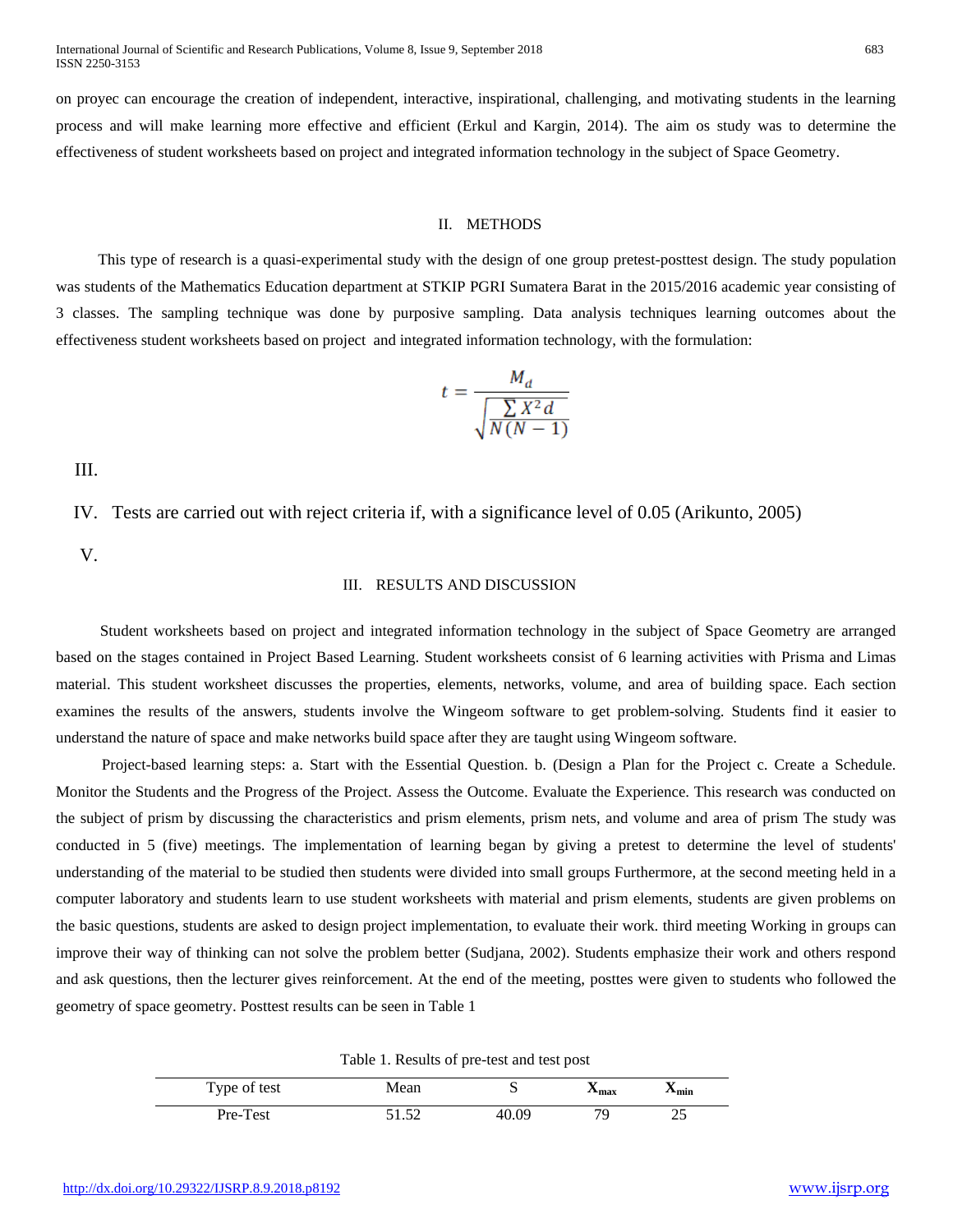on proyec can encourage the creation of independent, interactive, inspirational, challenging, and motivating students in the learning process and will make learning more effective and efficient (Erkul and Kargin, 2014). The aim os study was to determine the effectiveness of student worksheets based on project and integrated information technology in the subject of Space Geometry.

## II. METHODS

This type of research is a quasi-experimental study with the design of one group pretest-posttest design. The study population was students of the Mathematics Education department at STKIP PGRI Sumatera Barat in the 2015/2016 academic year consisting of 3 classes. The sampling technique was done by purposive sampling. Data analysis techniques learning outcomes about the effectiveness student worksheets based on project and integrated information technology, with the formulation:

$$t = \frac{M_d}{\sqrt{\frac{\sum X^2 d}{N(N-1)}}}$$

III.

IV. Tests are carried out with reject criteria if, with a significance level of 0.05 (Arikunto, 2005)

V.

## III. RESULTS AND DISCUSSION

Student worksheets based on project and integrated information technology in the subject of Space Geometry are arranged based on the stages contained in Project Based Learning. Student worksheets consist of 6 learning activities with Prisma and Limas material. This student worksheet discusses the properties, elements, networks, volume, and area of building space. Each section examines the results of the answers, students involve the Wingeom software to get problem-solving. Students find it easier to understand the nature of space and make networks build space after they are taught using Wingeom software.

Project-based learning steps: a. Start with the Essential Question. b. (Design a Plan for the Project c. Create a Schedule. Monitor the Students and the Progress of the Project. Assess the Outcome. Evaluate the Experience. This research was conducted on the subject of prism by discussing the characteristics and prism elements, prism nets, and volume and area of prism The study was conducted in 5 (five) meetings. The implementation of learning began by giving a pretest to determine the level of students' understanding of the material to be studied then students were divided into small groups Furthermore, at the second meeting held in a computer laboratory and students learn to use student worksheets with material and prism elements, students are given problems on the basic questions, students are asked to design project implementation, to evaluate their work. third meeting Working in groups can improve their way of thinking can not solve the problem better (Sudjana, 2002). Students emphasize their work and others respond and ask questions, then the lecturer gives reinforcement. At the end of the meeting, posttes were given to students who followed the geometry of space geometry. Posttest results can be seen in Table 1

Table 1. Results of pre-test and test post

| Type of test | Mean | S | $X_{max}$ | $X_{min}$ |
|---|---|---|---|---|
| Pre-Test | 51.52 | 40.09 | 79 | 25 |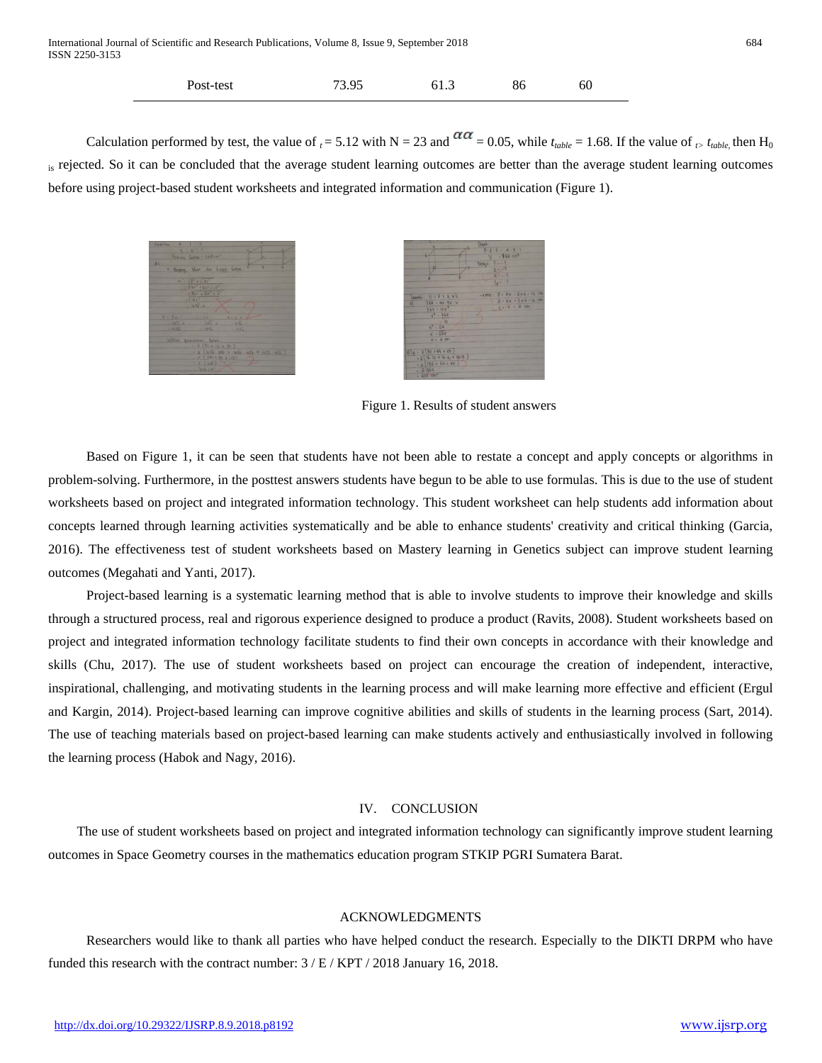| Post-test | 73.95 | 61.3 | 86 | 60 |
|---|---|---|---|---|

Calculation performed by test, the value of $_t$ = 5.12 with N = 23 and $\alpha\alpha$ = 0.05, while $t_{table}$ = 1.68. If the value of $_{t>}$ $t_{table,}$ then $H_0$ $_{is}$ rejected. So it can be concluded that the average student learning outcomes are better than the average student learning outcomes before using project-based student worksheets and integrated information and communication (Figure 1).

Figure 1. Results of student answers

Based on Figure 1, it can be seen that students have not been able to restate a concept and apply concepts or algorithms in problem-solving. Furthermore, in the posttest answers students have begun to be able to use formulas. This is due to the use of student worksheets based on project and integrated information technology. This student worksheet can help students add information about concepts learned through learning activities systematically and be able to enhance students' creativity and critical thinking (Garcia, 2016). The effectiveness test of student worksheets based on Mastery learning in Genetics subject can improve student learning outcomes (Megahati and Yanti, 2017).

Project-based learning is a systematic learning method that is able to involve students to improve their knowledge and skills through a structured process, real and rigorous experience designed to produce a product (Ravits, 2008). Student worksheets based on project and integrated information technology facilitate students to find their own concepts in accordance with their knowledge and skills (Chu, 2017). The use of student worksheets based on project can encourage the creation of independent, interactive, inspirational, challenging, and motivating students in the learning process and will make learning more effective and efficient (Ergul and Kargin, 2014). Project-based learning can improve cognitive abilities and skills of students in the learning process (Sart, 2014). The use of teaching materials based on project-based learning can make students actively and enthusiastically involved in following the learning process (Habok and Nagy, 2016).

## IV. CONCLUSION

The use of student worksheets based on project and integrated information technology can significantly improve student learning outcomes in Space Geometry courses in the mathematics education program STKIP PGRI Sumatera Barat.

## ACKNOWLEDGMENTS

Researchers would like to thank all parties who have helped conduct the research. Especially to the DIKTI DRPM who have funded this research with the contract number: 3 / E / KPT / 2018 January 16, 2018.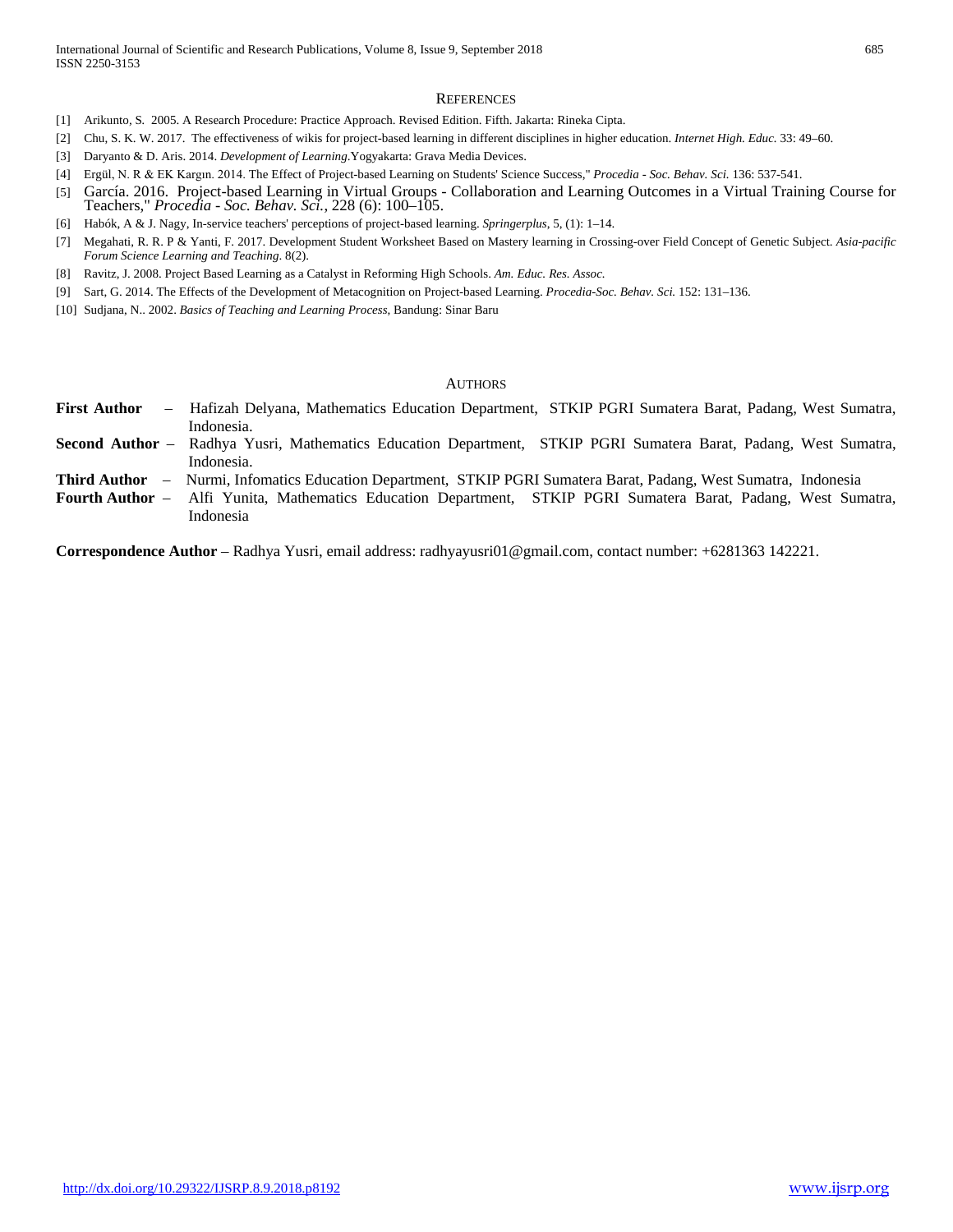## REFERENCES

[1] Arikunto, S. 2005. A Research Procedure: Practice Approach. Revised Edition. Fifth. Jakarta: Rineka Cipta.

[2] Chu, S. K. W. 2017. The effectiveness of wikis for project-based learning in different disciplines in higher education. *Internet High. Educ.* 33: 49–60.

[3] Daryanto & D. Aris. 2014. *Development of Learning*.Yogyakarta: Grava Media Devices.

[4] Ergül, N. R & EK Kargın. 2014. The Effect of Project-based Learning on Students' Science Success," *Procedia - Soc. Behav. Sci.* 136: 537-541.

[5] García. 2016. Project-based Learning in Virtual Groups - Collaboration and Learning Outcomes in a Virtual Training Course for Teachers," *Procedia - Soc. Behav. Sci.*, 228 (6): 100–105.

[6] Habók, A & J. Nagy, In-service teachers' perceptions of project-based learning. *Springerplus*, 5, (1): 1–14.

[7] Megahati, R. R. P & Yanti, F. 2017. Development Student Worksheet Based on Mastery learning in Crossing-over Field Concept of Genetic Subject. *Asia-pacific Forum Science Learning and Teaching*. 8(2).

[8] Ravitz, J. 2008. Project Based Learning as a Catalyst in Reforming High Schools. *Am. Educ. Res. Assoc.*

[9] Sart, G. 2014. The Effects of the Development of Metacognition on Project-based Learning. *Procedia-Soc. Behav. Sci.* 152: 131–136.

[10] Sudjana, N.. 2002. *Basics of Teaching and Learning Process*, Bandung: Sinar Baru

## AUTHORS

**First Author** – Hafizah Delyana, Mathematics Education Department, STKIP PGRI Sumatera Barat, Padang, West Sumatra, Indonesia.

**Second Author** – Radhya Yusri, Mathematics Education Department, STKIP PGRI Sumatera Barat, Padang, West Sumatra, Indonesia.

**Third Author** – Nurmi, Infomatics Education Department, STKIP PGRI Sumatera Barat, Padang, West Sumatra, Indonesia

**Fourth Author** – Alfi Yunita, Mathematics Education Department, STKIP PGRI Sumatera Barat, Padang, West Sumatra, Indonesia

**Correspondence Author** – Radhya Yusri, email address: radhyayusri01@gmail.com, contact number: +6281363 142221.